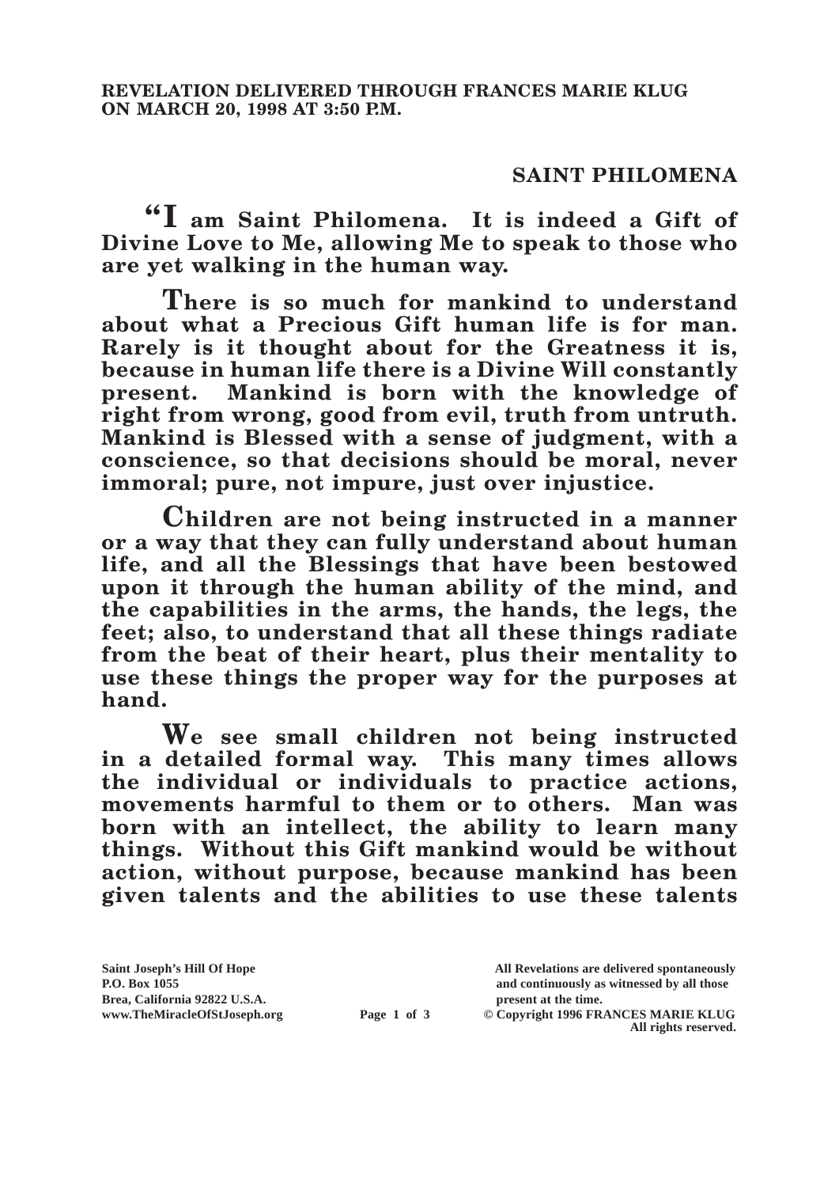**REVELATION DELIVERED THROUGH FRANCES MARIE KLUG ON MARCH 20, 1998 AT 3:50 P.M.**

## SAINT PHILOMENA

**"I am Saint Philomena. It is indeed a Gift of Divine Love to Me, allowing Me to speak to those who are yet walking in the human way.**

**There is so much for mankind to understand about what a Precious Gift human life is for man. Rarely is it thought about for the Greatness it is, because in human life there is a Divine Will constantly present. Mankind is born with the knowledge of right from wrong, good from evil, truth from untruth. Mankind is Blessed with a sense of judgment, with a conscience, so that decisions should be moral, never immoral; pure, not impure, just over injustice.**

**Children are not being instructed in a manner or a way that they can fully understand about human life, and all the Blessings that have been bestowed upon it through the human ability of the mind, and the capabilities in the arms, the hands, the legs, the feet; also, to understand that all these things radiate from the beat of their heart, plus their mentality to use these things the proper way for the purposes at hand.**

**We see small children not being instructed in a detailed formal way. This many times allows the individual or individuals to practice actions, movements harmful to them or to others. Man was born with an intellect, the ability to learn many things. Without this Gift mankind would be without action, without purpose, because mankind has been given talents and the abilities to use these talents**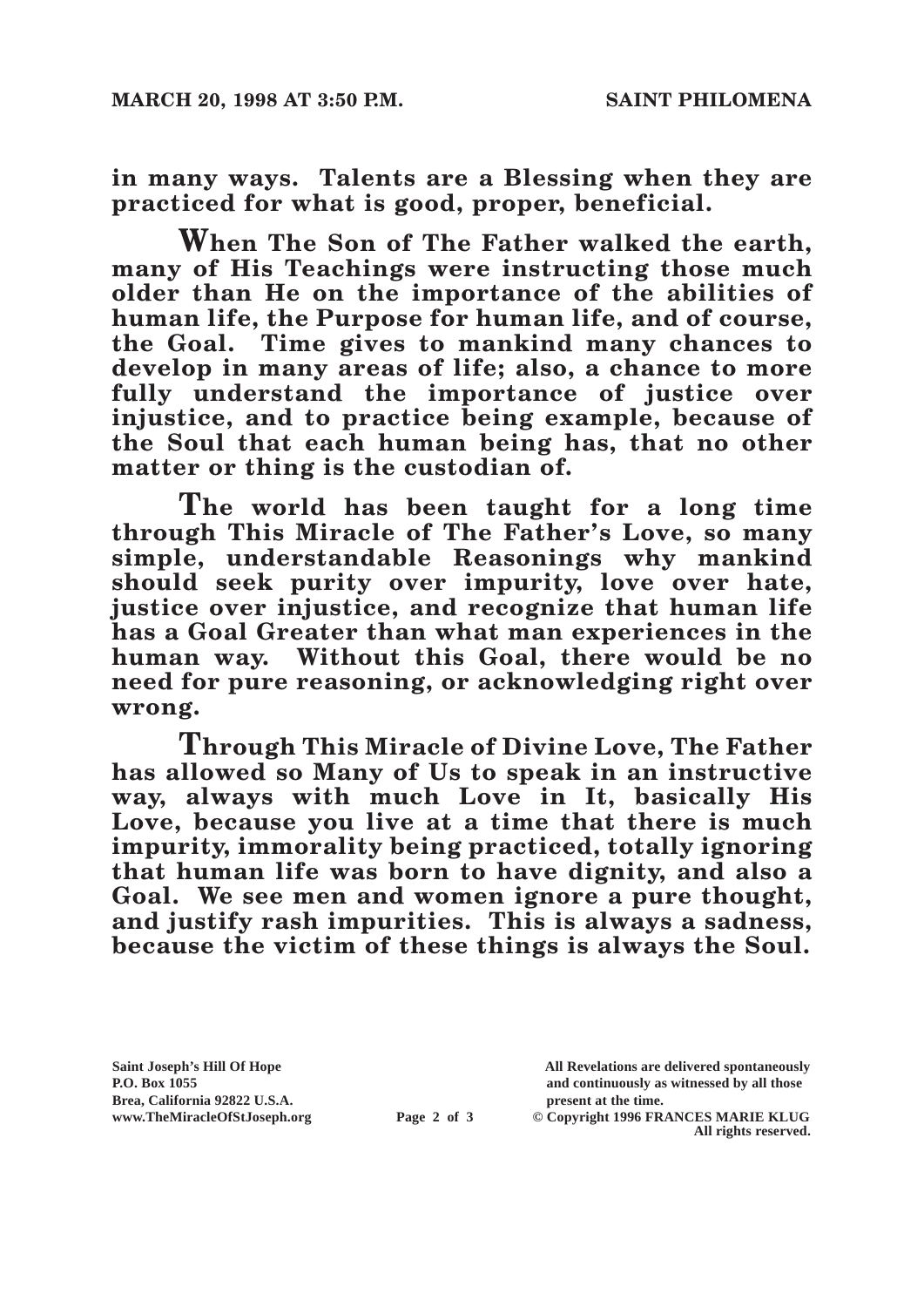**in many ways. Talents are a Blessing when they are practiced for what is good, proper, beneficial.**

**When The Son of The Father walked the earth, many of His Teachings were instructing those much older than He on the importance of the abilities of human life, the Purpose for human life, and of course, the Goal. Time gives to mankind many chances to develop in many areas of life; also, a chance to more fully understand the importance of justice over injustice, and to practice being example, because of the Soul that each human being has, that no other matter or thing is the custodian of.**

**The world has been taught for a long time through This Miracle of The Father's Love, so many simple, understandable Reasonings why mankind should seek purity over impurity, love over hate, justice over injustice, and recognize that human life has a Goal Greater than what man experiences in the human way. Without this Goal, there would be no need for pure reasoning, or acknowledging right over wrong.**

**Through This Miracle of Divine Love, The Father has allowed so Many of Us to speak in an instructive way, always with much Love in It, basically His Love, because you live at a time that there is much impurity, immorality being practiced, totally ignoring that human life was born to have dignity, and also a Goal. We see men and women ignore a pure thought, and justify rash impurities. This is always a sadness, because the victim of these things is always the Soul.**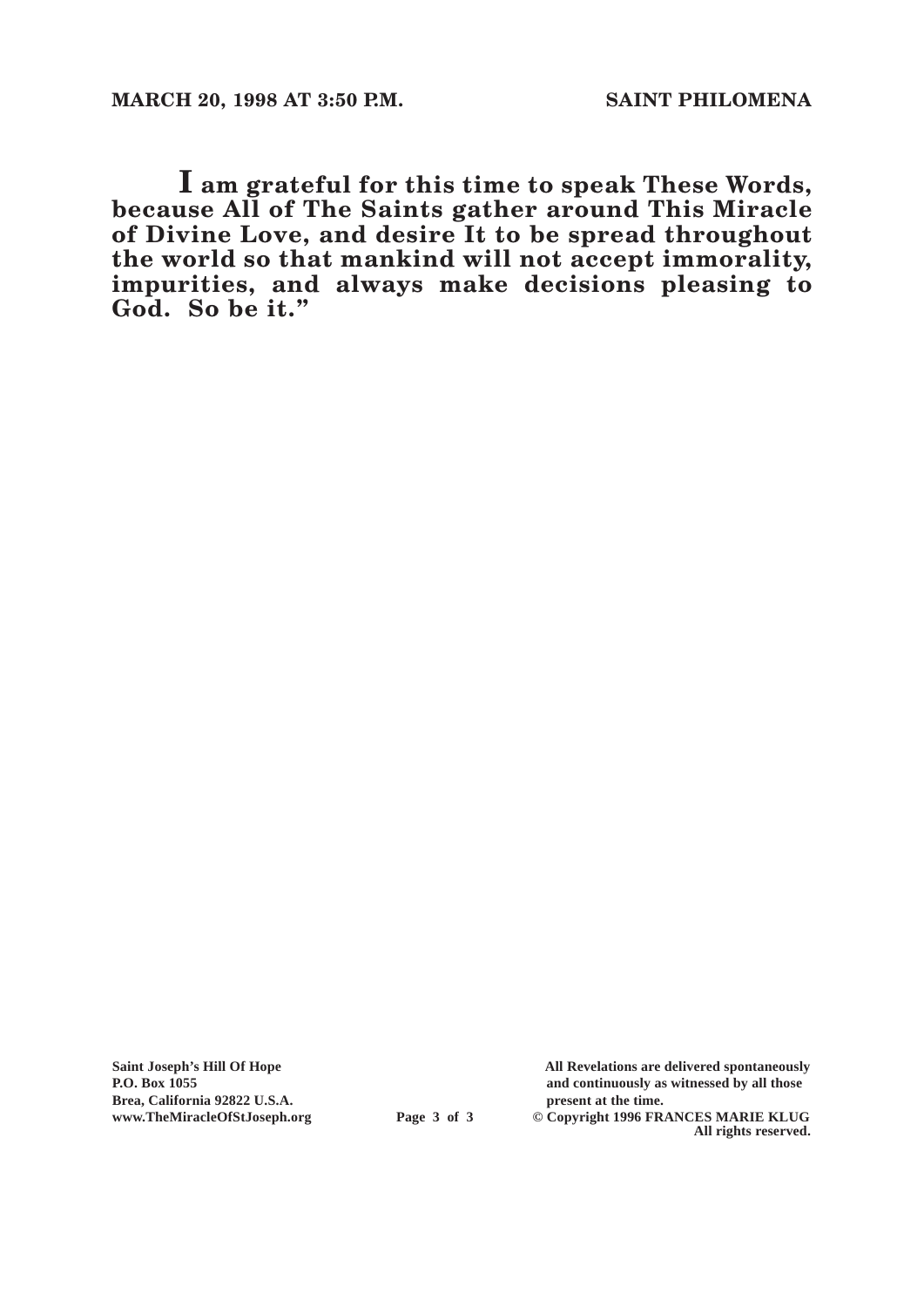**I am grateful for this time to speak These Words, because All of The Saints gather around This Miracle of Divine Love, and desire It to be spread throughout the world so that mankind will not accept immorality, impurities, and always make decisions pleasing to God. So be it."**

Saint Joseph's Hill Of Hope
P.O. Box 1055
Brea, California 92822 U.S.A.
www.TheMiracleOfStJoseph.org

All Revelations are delivered spontaneously and continuously as witnessed by all those present at the time.
© Copyright 1996 FRANCES MARIE KLUG
All rights reserved.